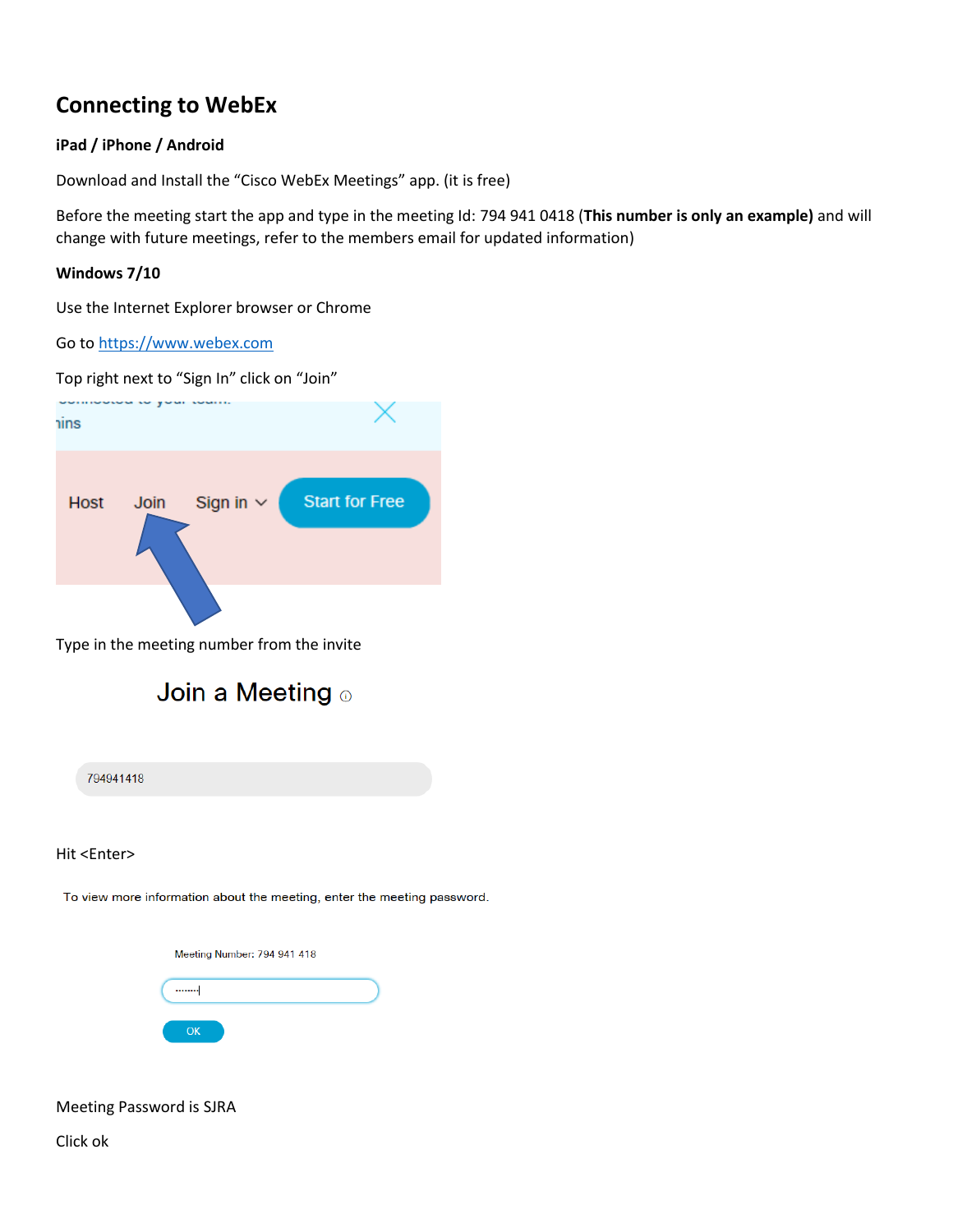# Connecting to WebEx

**iPad / iPhone / Android**

Download and Install the "Cisco WebEx Meetings" app. (it is free)

Before the meeting start the app and type in the meeting Id: 794 941 0418 (**This number is only an example)** and will change with future meetings, refer to the members email for updated information)

**Windows 7/10**

Use the Internet Explorer browser or Chrome

Go to https://www.webex.com

Top right next to "Sign In" click on "Join"

Host Join Sign in Start for Free

Type in the meeting number from the invite

Join a Meeting

794941418

Hit <Enter>

To view more information about the meeting, enter the meeting password.

Meeting Number: 794 941 418

OK

Meeting Password is SJRA

Click ok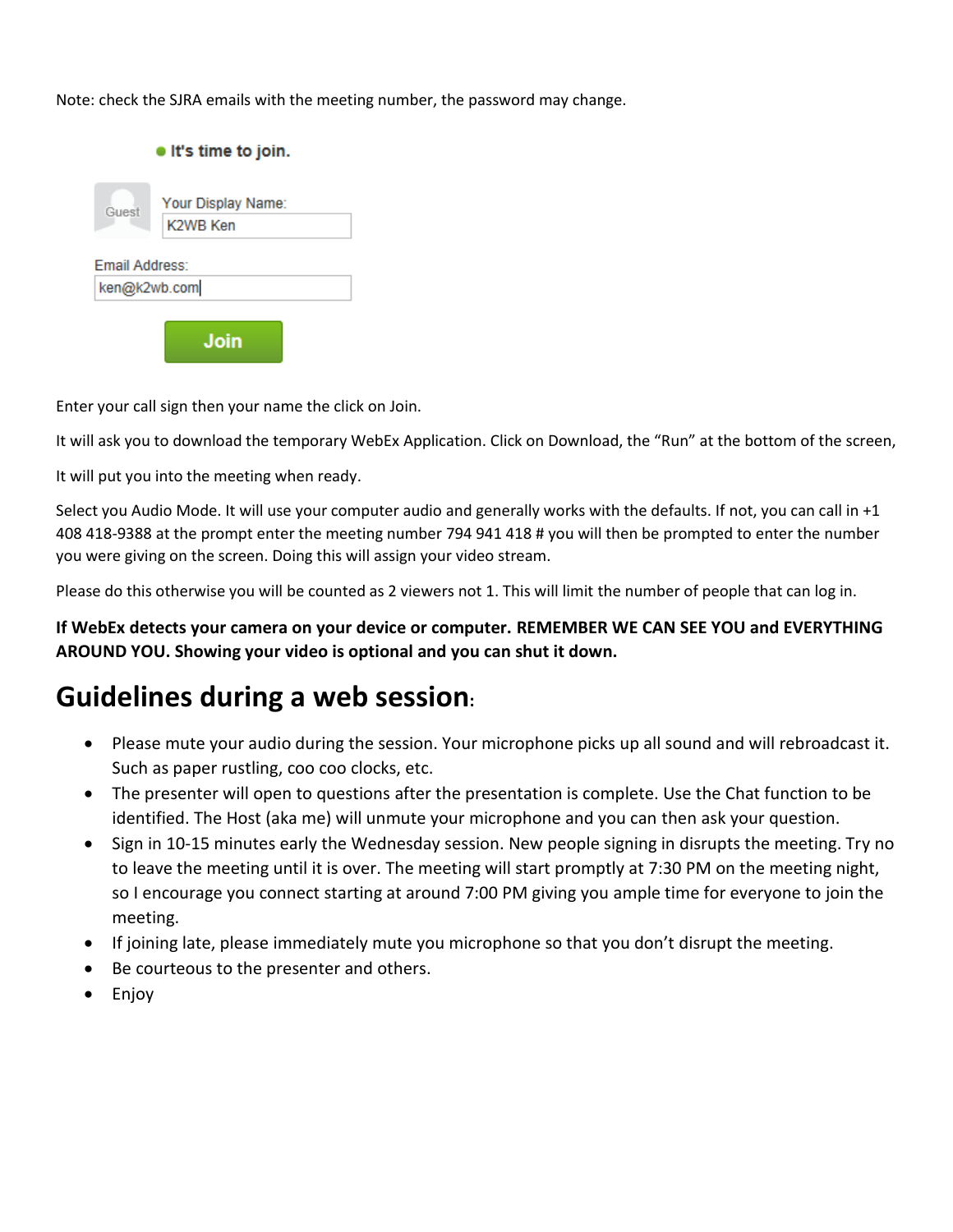Note: check the SJRA emails with the meeting number, the password may change.

It's time to join.

Guest

Your Display Name:

K2WB Ken

Email Address:

ken@k2wb.com

Join

Enter your call sign then your name the click on Join.

It will ask you to download the temporary WebEx Application. Click on Download, the "Run" at the bottom of the screen,

It will put you into the meeting when ready.

Select you Audio Mode. It will use your computer audio and generally works with the defaults. If not, you can call in +1 408 418-9388 at the prompt enter the meeting number 794 941 418 # you will then be prompted to enter the number you were giving on the screen. Doing this will assign your video stream.

Please do this otherwise you will be counted as 2 viewers not 1. This will limit the number of people that can log in.

**If WebEx detects your camera on your device or computer. REMEMBER WE CAN SEE YOU and EVERYTHING AROUND YOU. Showing your video is optional and you can shut it down.**

# Guidelines during a web session:

- Please mute your audio during the session. Your microphone picks up all sound and will rebroadcast it. Such as paper rustling, coo coo clocks, etc.
- The presenter will open to questions after the presentation is complete. Use the Chat function to be identified. The Host (aka me) will unmute your microphone and you can then ask your question.
- Sign in 10-15 minutes early the Wednesday session. New people signing in disrupts the meeting. Try no to leave the meeting until it is over. The meeting will start promptly at 7:30 PM on the meeting night, so I encourage you connect starting at around 7:00 PM giving you ample time for everyone to join the meeting.
- If joining late, please immediately mute you microphone so that you don't disrupt the meeting.
- Be courteous to the presenter and others.
- Enjoy